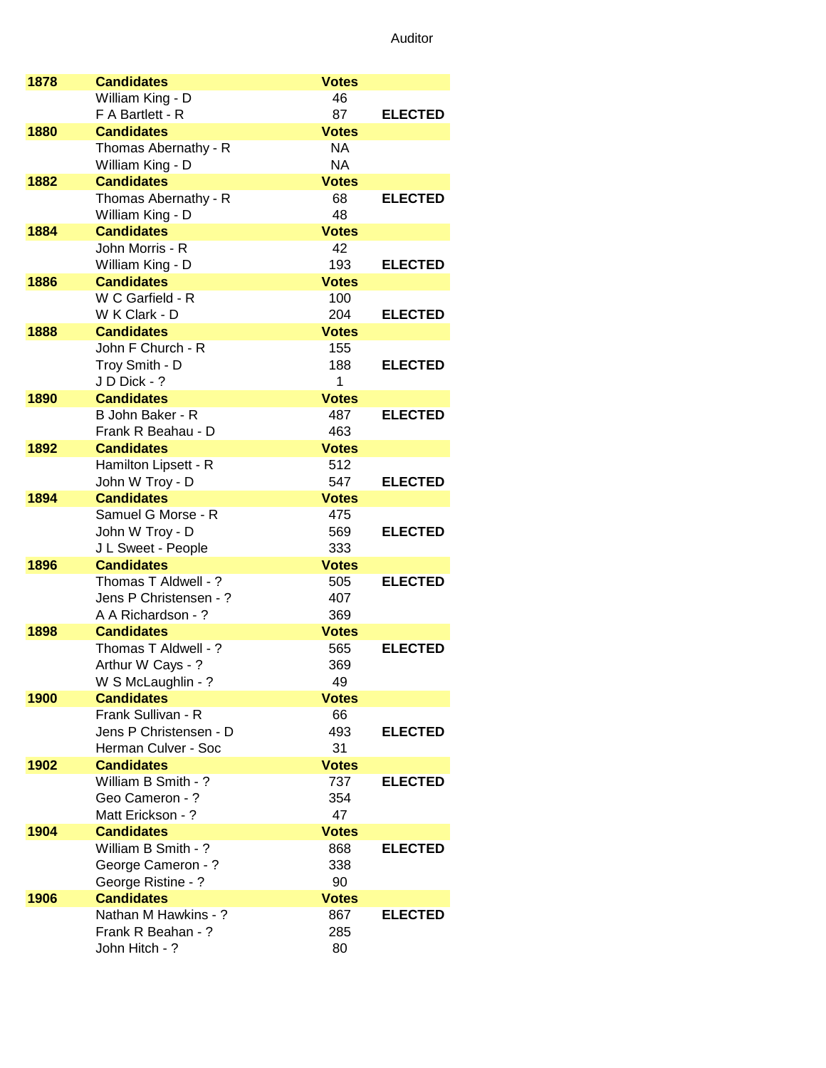Auditor

| 1878 | Candidates | Votes | |
|---|---|---|---|
| | William King - D | 46 | |
| | F A Bartlett - R | 87 | ELECTED |
| 1880 | Candidates | Votes | |
| | Thomas Abernathy - R | NA | |
| | William King - D | NA | |
| 1882 | Candidates | Votes | |
| | Thomas Abernathy - R | 68 | ELECTED |
| | William King - D | 48 | |
| 1884 | Candidates | Votes | |
| | John Morris - R | 42 | |
| | William King - D | 193 | ELECTED |
| 1886 | Candidates | Votes | |
| | W C Garfield - R | 100 | |
| | W K Clark - D | 204 | ELECTED |
| 1888 | Candidates | Votes | |
| | John F Church - R | 155 | |
| | Troy Smith - D | 188 | ELECTED |
| | J D Dick - ? | 1 | |
| 1890 | Candidates | Votes | |
| | B John Baker - R | 487 | ELECTED |
| | Frank R Beahau - D | 463 | |
| 1892 | Candidates | Votes | |
| | Hamilton Lipsett - R | 512 | |
| | John W Troy - D | 547 | ELECTED |
| 1894 | Candidates | Votes | |
| | Samuel G Morse - R | 475 | |
| | John W Troy - D | 569 | ELECTED |
| | J L Sweet - People | 333 | |
| 1896 | Candidates | Votes | |
| | Thomas T Aldwell - ? | 505 | ELECTED |
| | Jens P Christensen - ? | 407 | |
| | A A Richardson - ? | 369 | |
| 1898 | Candidates | Votes | |
| | Thomas T Aldwell - ? | 565 | ELECTED |
| | Arthur W Cays - ? | 369 | |
| | W S McLaughlin - ? | 49 | |
| 1900 | Candidates | Votes | |
| | Frank Sullivan - R | 66 | |
| | Jens P Christensen - D | 493 | ELECTED |
| | Herman Culver - Soc | 31 | |
| 1902 | Candidates | Votes | |
| | William B Smith - ? | 737 | ELECTED |
| | Geo Cameron - ? | 354 | |
| | Matt Erickson - ? | 47 | |
| 1904 | Candidates | Votes | |
| | William B Smith - ? | 868 | ELECTED |
| | George Cameron - ? | 338 | |
| | George Ristine - ? | 90 | |
| 1906 | Candidates | Votes | |
| | Nathan M Hawkins - ? | 867 | ELECTED |
| | Frank R Beahan - ? | 285 | |
| | John Hitch - ? | 80 | |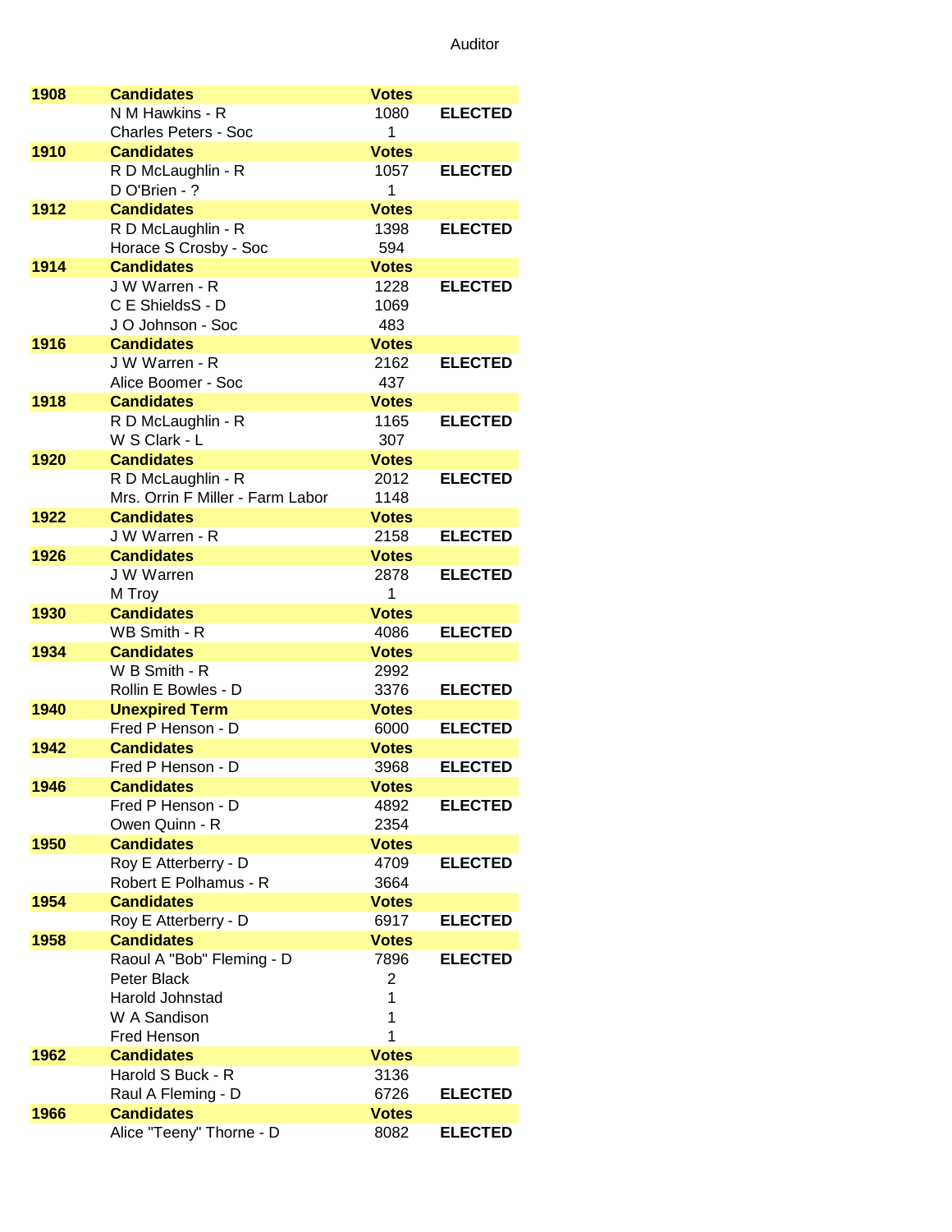Auditor

| Year | Candidates | Votes | |
|---|---|---|---|
| 1908 | Candidates | Votes | |
| | N M Hawkins - R | 1080 | ELECTED |
| | Charles Peters - Soc | 1 | |
| 1910 | Candidates | Votes | |
| | R D McLaughlin - R | 1057 | ELECTED |
| | D O'Brien - ? | 1 | |
| 1912 | Candidates | Votes | |
| | R D McLaughlin - R | 1398 | ELECTED |
| | Horace S Crosby - Soc | 594 | |
| 1914 | Candidates | Votes | |
| | J W Warren - R | 1228 | ELECTED |
| | C E ShieldsS - D | 1069 | |
| | J O Johnson - Soc | 483 | |
| 1916 | Candidates | Votes | |
| | J W Warren - R | 2162 | ELECTED |
| | Alice Boomer - Soc | 437 | |
| 1918 | Candidates | Votes | |
| | R D McLaughlin - R | 1165 | ELECTED |
| | W S Clark - L | 307 | |
| 1920 | Candidates | Votes | |
| | R D McLaughlin - R | 2012 | ELECTED |
| | Mrs. Orrin F Miller - Farm Labor | 1148 | |
| 1922 | Candidates | Votes | |
| | J W Warren - R | 2158 | ELECTED |
| 1926 | Candidates | Votes | |
| | J W Warren | 2878 | ELECTED |
| | M Troy | 1 | |
| 1930 | Candidates | Votes | |
| | WB Smith - R | 4086 | ELECTED |
| 1934 | Candidates | Votes | |
| | W B Smith - R | 2992 | |
| | Rollin E Bowles - D | 3376 | ELECTED |
| 1940 | Unexpired Term | Votes | |
| | Fred P Henson - D | 6000 | ELECTED |
| 1942 | Candidates | Votes | |
| | Fred P Henson - D | 3968 | ELECTED |
| 1946 | Candidates | Votes | |
| | Fred P Henson - D | 4892 | ELECTED |
| | Owen Quinn - R | 2354 | |
| 1950 | Candidates | Votes | |
| | Roy E Atterberry - D | 4709 | ELECTED |
| | Robert E Polhamus - R | 3664 | |
| 1954 | Candidates | Votes | |
| | Roy E Atterberry - D | 6917 | ELECTED |
| 1958 | Candidates | Votes | |
| | Raoul A "Bob" Fleming - D | 7896 | ELECTED |
| | Peter Black | 2 | |
| | Harold Johnstad | 1 | |
| | W A Sandison | 1 | |
| | Fred Henson | 1 | |
| 1962 | Candidates | Votes | |
| | Harold S Buck - R | 3136 | |
| | Raul A Fleming - D | 6726 | ELECTED |
| 1966 | Candidates | Votes | |
| | Alice "Teeny" Thorne - D | 8082 | ELECTED |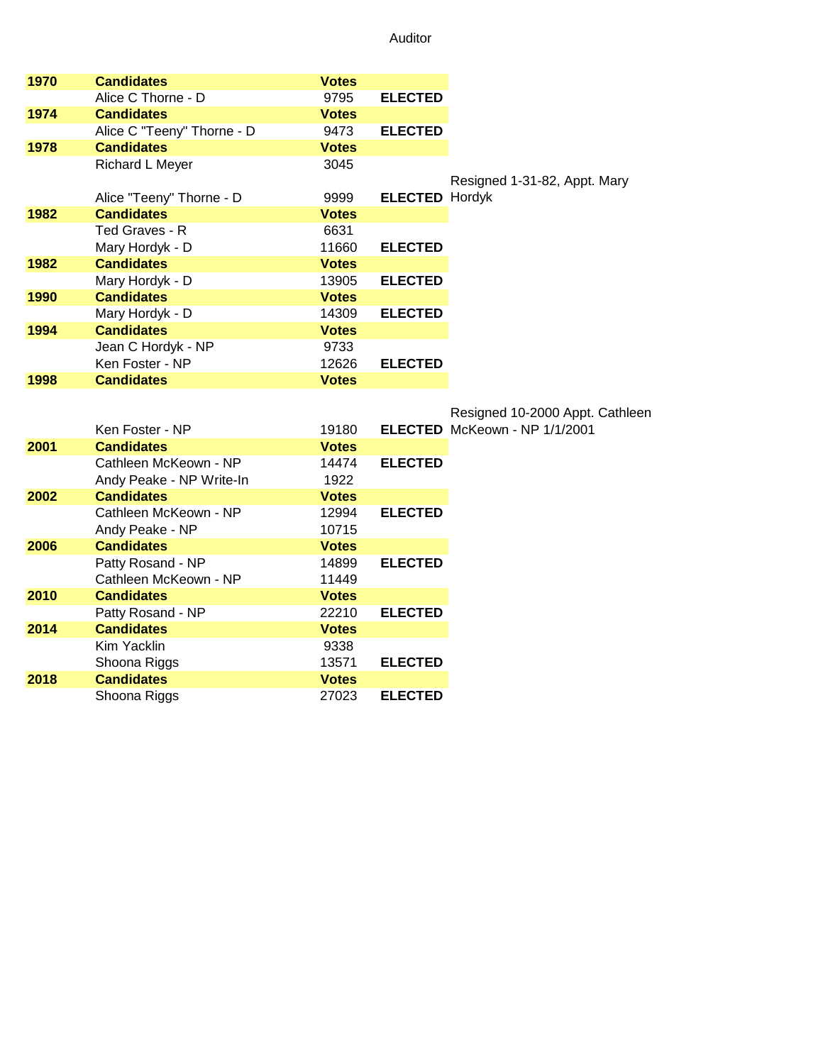Auditor

| | | | | |
|---|---|---|---|---|
| **1970** | **Candidates** | **Votes** | | |
| | Alice C Thorne - D | 9795 | **ELECTED** | |
| **1974** | **Candidates** | **Votes** | | |
| | Alice C "Teeny" Thorne - D | 9473 | **ELECTED** | |
| **1978** | **Candidates** | **Votes** | | |
| | Richard L Meyer | 3045 | | |
| | Alice "Teeny" Thorne - D | 9999 | **ELECTED** | Resigned 1-31-82, Appt. Mary Hordyk |
| **1982** | **Candidates** | **Votes** | | |
| | Ted Graves - R | 6631 | | |
| | Mary Hordyk - D | 11660 | **ELECTED** | |
| **1982** | **Candidates** | **Votes** | | |
| | Mary Hordyk - D | 13905 | **ELECTED** | |
| **1990** | **Candidates** | **Votes** | | |
| | Mary Hordyk - D | 14309 | **ELECTED** | |
| **1994** | **Candidates** | **Votes** | | |
| | Jean C Hordyk - NP | 9733 | | |
| | Ken Foster - NP | 12626 | **ELECTED** | |
| **1998** | **Candidates** | **Votes** | | |
| | Ken Foster - NP | 19180 | **ELECTED** | Resigned 10-2000 Appt. Cathleen McKeown - NP 1/1/2001 |
| **2001** | **Candidates** | **Votes** | | |
| | Cathleen McKeown - NP | 14474 | **ELECTED** | |
| | Andy Peake - NP Write-In | 1922 | | |
| **2002** | **Candidates** | **Votes** | | |
| | Cathleen McKeown - NP | 12994 | **ELECTED** | |
| | Andy Peake - NP | 10715 | | |
| **2006** | **Candidates** | **Votes** | | |
| | Patty Rosand - NP | 14899 | **ELECTED** | |
| | Cathleen McKeown - NP | 11449 | | |
| **2010** | **Candidates** | **Votes** | | |
| | Patty Rosand - NP | 22210 | **ELECTED** | |
| **2014** | **Candidates** | **Votes** | | |
| | Kim Yacklin | 9338 | | |
| | Shoona Riggs | 13571 | **ELECTED** | |
| **2018** | **Candidates** | **Votes** | | |
| | Shoona Riggs | 27023 | **ELECTED** | |